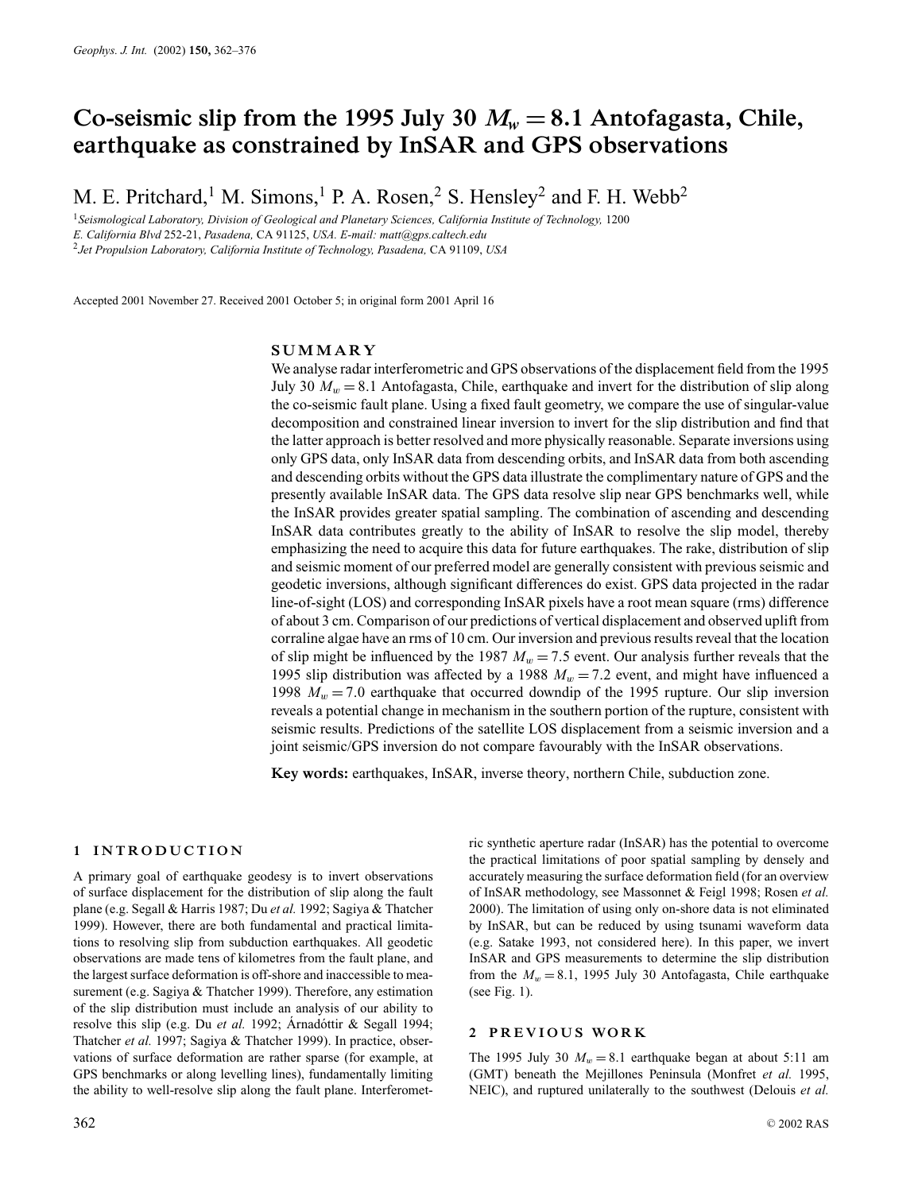# Co-seismic slip from the 1995 July 30 $M_w = 8.1$ Antofagasta, Chile, earthquake as constrained by InSAR and GPS observations

M. E. Pritchard,[1] M. Simons,[1] P. A. Rosen,[2] S. Hensley[2] and F. H. Webb[2]

[1]*Seismological Laboratory, Division of Geological and Planetary Sciences, California Institute of Technology,* 1200 *E. California Blvd* 252-21, *Pasadena,* CA 91125, *USA. E-mail: matt@gps.caltech.edu*
[2]*Jet Propulsion Laboratory, California Institute of Technology, Pasadena,* CA 91109, *USA*

Accepted 2001 November 27. Received 2001 October 5; in original form 2001 April 16

## SUMMARY

We analyse radar interferometric and GPS observations of the displacement field from the 1995 July 30 $M_w = 8.1$ Antofagasta, Chile, earthquake and invert for the distribution of slip along the co-seismic fault plane. Using a fixed fault geometry, we compare the use of singular-value decomposition and constrained linear inversion to invert for the slip distribution and find that the latter approach is better resolved and more physically reasonable. Separate inversions using only GPS data, only InSAR data from descending orbits, and InSAR data from both ascending and descending orbits without the GPS data illustrate the complimentary nature of GPS and the presently available InSAR data. The GPS data resolve slip near GPS benchmarks well, while the InSAR provides greater spatial sampling. The combination of ascending and descending InSAR data contributes greatly to the ability of InSAR to resolve the slip model, thereby emphasizing the need to acquire this data for future earthquakes. The rake, distribution of slip and seismic moment of our preferred model are generally consistent with previous seismic and geodetic inversions, although significant differences do exist. GPS data projected in the radar line-of-sight (LOS) and corresponding InSAR pixels have a root mean square (rms) difference of about 3 cm. Comparison of our predictions of vertical displacement and observed uplift from corraline algae have an rms of 10 cm. Our inversion and previous results reveal that the location of slip might be influenced by the 1987 $M_w = 7.5$ event. Our analysis further reveals that the 1995 slip distribution was affected by a 1988 $M_w = 7.2$ event, and might have influenced a 1998 $M_w = 7.0$ earthquake that occurred downdip of the 1995 rupture. Our slip inversion reveals a potential change in mechanism in the southern portion of the rupture, consistent with seismic results. Predictions of the satellite LOS displacement from a seismic inversion and a joint seismic/GPS inversion do not compare favourably with the InSAR observations.

**Key words:** earthquakes, InSAR, inverse theory, northern Chile, subduction zone.

## 1 INTRODUCTION

A primary goal of earthquake geodesy is to invert observations of surface displacement for the distribution of slip along the fault plane (e.g. Segall & Harris 1987; Du *et al.* 1992; Sagiya & Thatcher 1999). However, there are both fundamental and practical limitations to resolving slip from subduction earthquakes. All geodetic observations are made tens of kilometres from the fault plane, and the largest surface deformation is off-shore and inaccessible to measurement (e.g. Sagiya & Thatcher 1999). Therefore, any estimation of the slip distribution must include an analysis of our ability to resolve this slip (e.g. Du *et al.* 1992; Árnadóttir & Segall 1994; Thatcher *et al.* 1997; Sagiya & Thatcher 1999). In practice, observations of surface deformation are rather sparse (for example, at GPS benchmarks or along levelling lines), fundamentally limiting the ability to well-resolve slip along the fault plane. Interferometric synthetic aperture radar (InSAR) has the potential to overcome the practical limitations of poor spatial sampling by densely and accurately measuring the surface deformation field (for an overview of InSAR methodology, see Massonnet & Feigl 1998; Rosen *et al.* 2000). The limitation of using only on-shore data is not eliminated by InSAR, but can be reduced by using tsunami waveform data (e.g. Satake 1993, not considered here). In this paper, we invert InSAR and GPS measurements to determine the slip distribution from the $M_w = 8.1$, 1995 July 30 Antofagasta, Chile earthquake (see Fig. 1).

## 2 PREVIOUS WORK

The 1995 July 30 $M_w = 8.1$ earthquake began at about 5:11 am (GMT) beneath the Mejillones Peninsula (Monfret *et al.* 1995, NEIC), and ruptured unilaterally to the southwest (Delouis *et al.*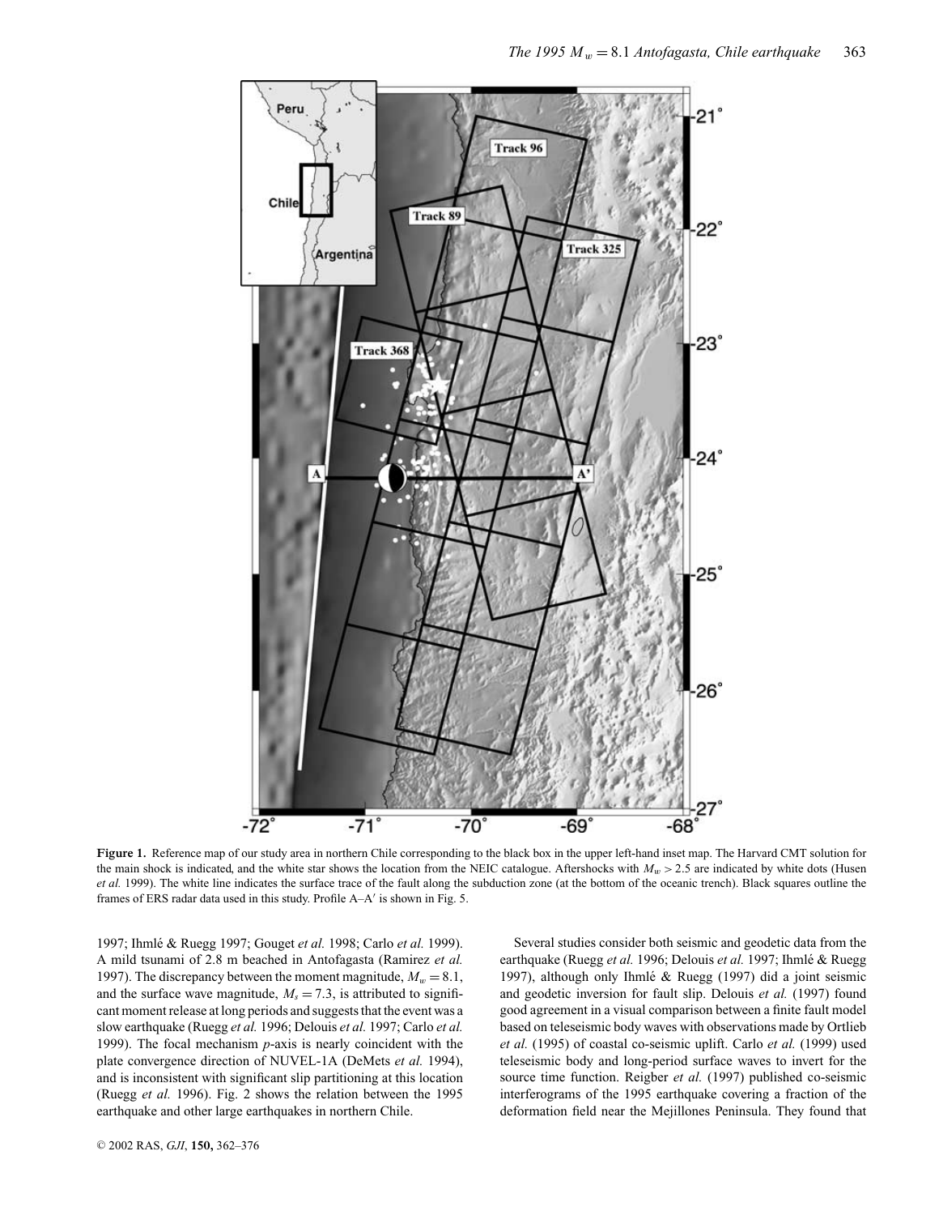**Figure 1.** Reference map of our study area in northern Chile corresponding to the black box in the upper left-hand inset map. The Harvard CMT solution for the main shock is indicated, and the white star shows the location from the NEIC catalogue. Aftershocks with $M_w > 2.5$ are indicated by white dots (Husen *et al.* 1999). The white line indicates the surface trace of the fault along the subduction zone (at the bottom of the oceanic trench). Black squares outline the frames of ERS radar data used in this study. Profile A–A′ is shown in Fig. 5.

1997; Ihmlé & Ruegg 1997; Gouget *et al.* 1998; Carlo *et al.* 1999). A mild tsunami of 2.8 m beached in Antofagasta (Ramirez *et al.* 1997). The discrepancy between the moment magnitude, $M_w = 8.1$, and the surface wave magnitude, $M_s = 7.3$, is attributed to significant moment release at long periods and suggests that the event was a slow earthquake (Ruegg *et al.* 1996; Delouis *et al.* 1997; Carlo *et al.* 1999). The focal mechanism *p*-axis is nearly coincident with the plate convergence direction of NUVEL-1A (DeMets *et al.* 1994), and is inconsistent with significant slip partitioning at this location (Ruegg *et al.* 1996). Fig. 2 shows the relation between the 1995 earthquake and other large earthquakes in northern Chile.

Several studies consider both seismic and geodetic data from the earthquake (Ruegg *et al.* 1996; Delouis *et al.* 1997; Ihmlé & Ruegg 1997), although only Ihmlé & Ruegg (1997) did a joint seismic and geodetic inversion for fault slip. Delouis *et al.* (1997) found good agreement in a visual comparison between a finite fault model based on teleseismic body waves with observations made by Ortlieb *et al.* (1995) of coastal co-seismic uplift. Carlo *et al.* (1999) used teleseismic body and long-period surface waves to invert for the source time function. Reigber *et al.* (1997) published co-seismic interferograms of the 1995 earthquake covering a fraction of the deformation field near the Mejillones Peninsula. They found that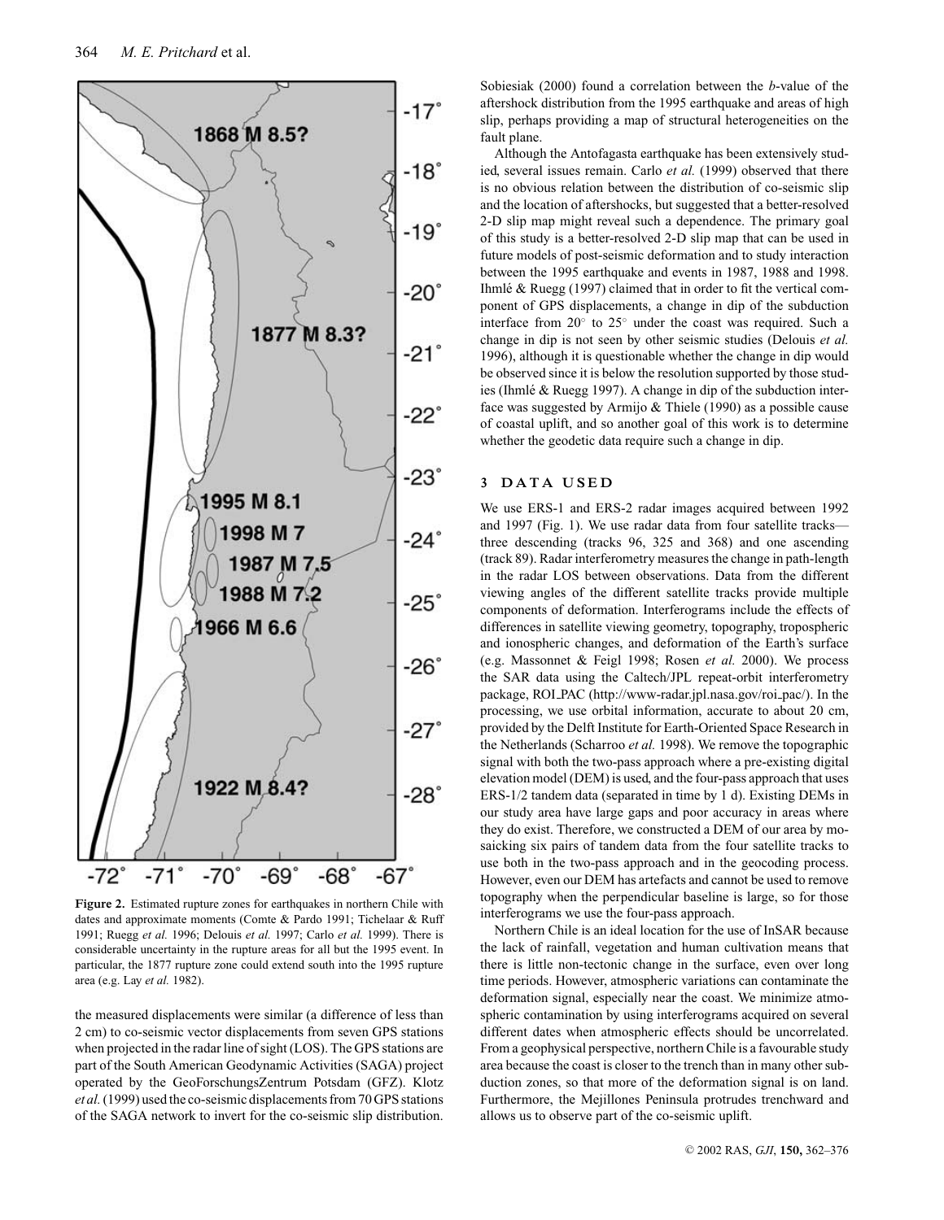**Figure 2.** Estimated rupture zones for earthquakes in northern Chile with dates and approximate moments (Comte & Pardo 1991; Tichelaar & Ruff 1991; Ruegg *et al.* 1996; Delouis *et al.* 1997; Carlo *et al.* 1999). There is considerable uncertainty in the rupture areas for all but the 1995 event. In particular, the 1877 rupture zone could extend south into the 1995 rupture area (e.g. Lay *et al.* 1982).

the measured displacements were similar (a difference of less than 2 cm) to co-seismic vector displacements from seven GPS stations when projected in the radar line of sight (LOS). The GPS stations are part of the South American Geodynamic Activities (SAGA) project operated by the GeoForschungsZentrum Potsdam (GFZ). Klotz *et al.* (1999) used the co-seismic displacements from 70 GPS stations of the SAGA network to invert for the co-seismic slip distribution. Sobiesiak (2000) found a correlation between the *b*-value of the aftershock distribution from the 1995 earthquake and areas of high slip, perhaps providing a map of structural heterogeneities on the fault plane.

Although the Antofagasta earthquake has been extensively studied, several issues remain. Carlo *et al.* (1999) observed that there is no obvious relation between the distribution of co-seismic slip and the location of aftershocks, but suggested that a better-resolved 2-D slip map might reveal such a dependence. The primary goal of this study is a better-resolved 2-D slip map that can be used in future models of post-seismic deformation and to study interaction between the 1995 earthquake and events in 1987, 1988 and 1998. Ihmlé & Ruegg (1997) claimed that in order to fit the vertical component of GPS displacements, a change in dip of the subduction interface from 20° to 25° under the coast was required. Such a change in dip is not seen by other seismic studies (Delouis *et al.* 1996), although it is questionable whether the change in dip would be observed since it is below the resolution supported by those studies (Ihmlé & Ruegg 1997). A change in dip of the subduction interface was suggested by Armijo & Thiele (1990) as a possible cause of coastal uplift, and so another goal of this work is to determine whether the geodetic data require such a change in dip.

## 3 DATA USED

We use ERS-1 and ERS-2 radar images acquired between 1992 and 1997 (Fig. 1). We use radar data from four satellite tracks—three descending (tracks 96, 325 and 368) and one ascending (track 89). Radar interferometry measures the change in path-length in the radar LOS between observations. Data from the different viewing angles of the different satellite tracks provide multiple components of deformation. Interferograms include the effects of differences in satellite viewing geometry, topography, tropospheric and ionospheric changes, and deformation of the Earth's surface (e.g. Massonnet & Feigl 1998; Rosen *et al.* 2000). We process the SAR data using the Caltech/JPL repeat-orbit interferometry package, ROI_PAC (http://www-radar.jpl.nasa.gov/roi_pac/). In the processing, we use orbital information, accurate to about 20 cm, provided by the Delft Institute for Earth-Oriented Space Research in the Netherlands (Scharroo *et al.* 1998). We remove the topographic signal with both the two-pass approach where a pre-existing digital elevation model (DEM) is used, and the four-pass approach that uses ERS-1/2 tandem data (separated in time by 1 d). Existing DEMs in our study area have large gaps and poor accuracy in areas where they do exist. Therefore, we constructed a DEM of our area by mosaicking six pairs of tandem data from the four satellite tracks to use both in the two-pass approach and in the geocoding process. However, even our DEM has artefacts and cannot be used to remove topography when the perpendicular baseline is large, so for those interferograms we use the four-pass approach.

Northern Chile is an ideal location for the use of InSAR because the lack of rainfall, vegetation and human cultivation means that there is little non-tectonic change in the surface, even over long time periods. However, atmospheric variations can contaminate the deformation signal, especially near the coast. We minimize atmospheric contamination by using interferograms acquired on several different dates when atmospheric effects should be uncorrelated. From a geophysical perspective, northern Chile is a favourable study area because the coast is closer to the trench than in many other subduction zones, so that more of the deformation signal is on land. Furthermore, the Mejillones Peninsula protrudes trenchward and allows us to observe part of the co-seismic uplift.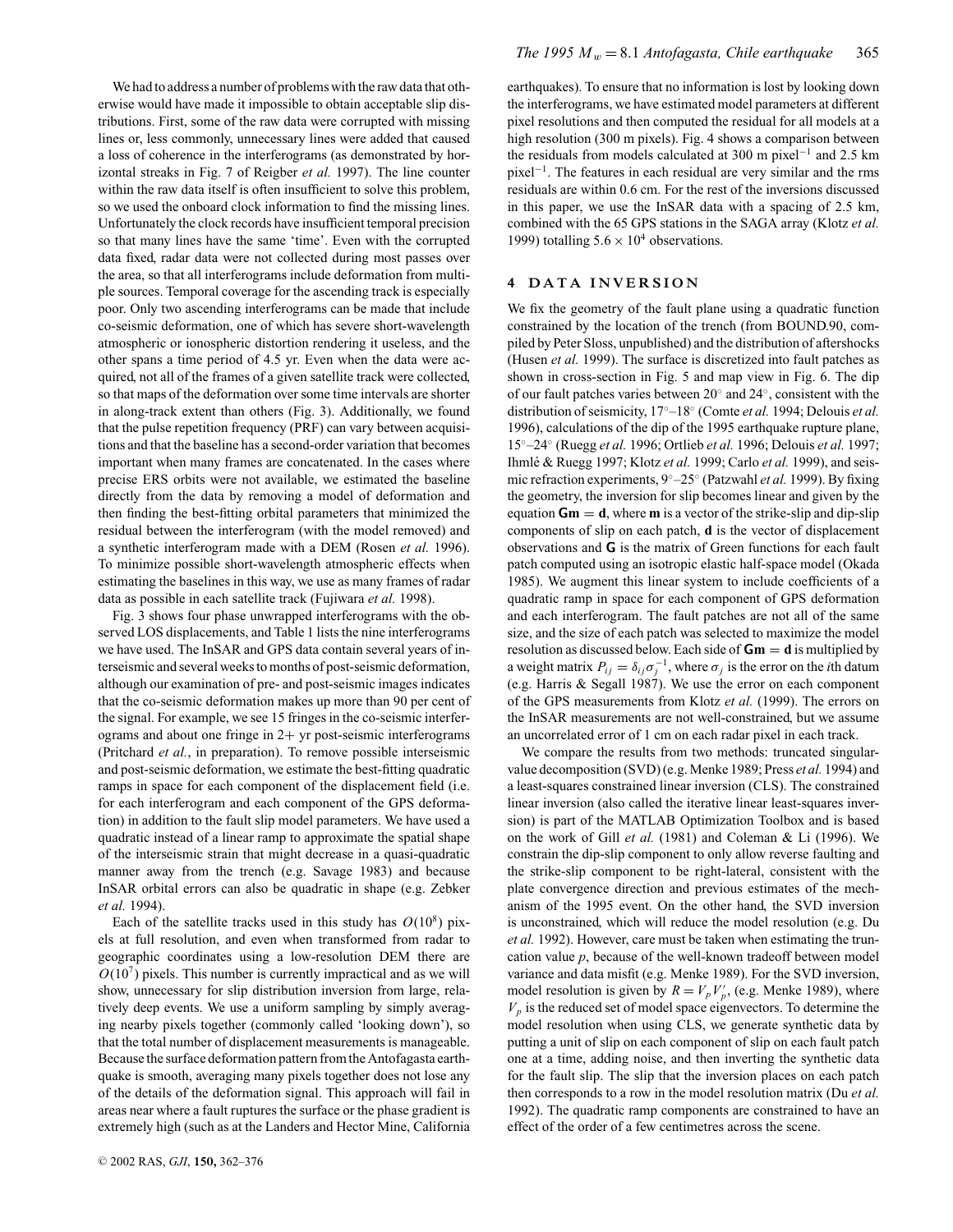We had to address a number of problems with the raw data that otherwise would have made it impossible to obtain acceptable slip distributions. First, some of the raw data were corrupted with missing lines or, less commonly, unnecessary lines were added that caused a loss of coherence in the interferograms (as demonstrated by horizontal streaks in Fig. 7 of Reigber *et al.* 1997). The line counter within the raw data itself is often insufficient to solve this problem, so we used the onboard clock information to find the missing lines. Unfortunately the clock records have insufficient temporal precision so that many lines have the same 'time'. Even with the corrupted data fixed, radar data were not collected during most passes over the area, so that all interferograms include deformation from multiple sources. Temporal coverage for the ascending track is especially poor. Only two ascending interferograms can be made that include co-seismic deformation, one of which has severe short-wavelength atmospheric or ionospheric distortion rendering it useless, and the other spans a time period of 4.5 yr. Even when the data were acquired, not all of the frames of a given satellite track were collected, so that maps of the deformation over some time intervals are shorter in along-track extent than others (Fig. 3). Additionally, we found that the pulse repetition frequency (PRF) can vary between acquisitions and that the baseline has a second-order variation that becomes important when many frames are concatenated. In the cases where precise ERS orbits were not available, we estimated the baseline directly from the data by removing a model of deformation and then finding the best-fitting orbital parameters that minimized the residual between the interferogram (with the model removed) and a synthetic interferogram made with a DEM (Rosen *et al.* 1996). To minimize possible short-wavelength atmospheric effects when estimating the baselines in this way, we use as many frames of radar data as possible in each satellite track (Fujiwara *et al.* 1998).

Fig. 3 shows four phase unwrapped interferograms with the observed LOS displacements, and Table 1 lists the nine interferograms we have used. The InSAR and GPS data contain several years of interseismic and several weeks to months of post-seismic deformation, although our examination of pre- and post-seismic images indicates that the co-seismic deformation makes up more than 90 per cent of the signal. For example, we see 15 fringes in the co-seismic interferograms and about one fringe in 2+ yr post-seismic interferograms (Pritchard *et al.*, in preparation). To remove possible interseismic and post-seismic deformation, we estimate the best-fitting quadratic ramps in space for each component of the displacement field (i.e. for each interferogram and each component of the GPS deformation) in addition to the fault slip model parameters. We have used a quadratic instead of a linear ramp to approximate the spatial shape of the interseismic strain that might decrease in a quasi-quadratic manner away from the trench (e.g. Savage 1983) and because InSAR orbital errors can also be quadratic in shape (e.g. Zebker *et al.* 1994).

Each of the satellite tracks used in this study has $O(10^8)$ pixels at full resolution, and even when transformed from radar to geographic coordinates using a low-resolution DEM there are $O(10^7)$ pixels. This number is currently impractical and as we will show, unnecessary for slip distribution inversion from large, relatively deep events. We use a uniform sampling by simply averaging nearby pixels together (commonly called 'looking down'), so that the total number of displacement measurements is manageable. Because the surface deformation pattern from the Antofagasta earthquake is smooth, averaging many pixels together does not lose any of the details of the deformation signal. This approach will fail in areas near where a fault ruptures the surface or the phase gradient is extremely high (such as at the Landers and Hector Mine, California earthquakes). To ensure that no information is lost by looking down the interferograms, we have estimated model parameters at different pixel resolutions and then computed the residual for all models at a high resolution (300 m pixels). Fig. 4 shows a comparison between the residuals from models calculated at 300 m pixel$^{-1}$ and 2.5 km pixel$^{-1}$. The features in each residual are very similar and the rms residuals are within 0.6 cm. For the rest of the inversions discussed in this paper, we use the InSAR data with a spacing of 2.5 km, combined with the 65 GPS stations in the SAGA array (Klotz *et al.* 1999) totalling $5.6 \times 10^4$ observations.

## 4 DATA INVERSION

We fix the geometry of the fault plane using a quadratic function constrained by the location of the trench (from BOUND.90, compiled by Peter Sloss, unpublished) and the distribution of aftershocks (Husen *et al.* 1999). The surface is discretized into fault patches as shown in cross-section in Fig. 5 and map view in Fig. 6. The dip of our fault patches varies between 20° and 24°, consistent with the distribution of seismicity, 17°–18° (Comte *et al.* 1994; Delouis *et al.* 1996), calculations of the dip of the 1995 earthquake rupture plane, 15°–24° (Ruegg *et al.* 1996; Ortlieb *et al.* 1996; Delouis *et al.* 1997; Ihmlé & Ruegg 1997; Klotz *et al.* 1999; Carlo *et al.* 1999), and seismic refraction experiments, 9°–25° (Patzwahl *et al.* 1999). By fixing the geometry, the inversion for slip becomes linear and given by the equation $\mathbf{Gm} = \mathbf{d}$, where $\mathbf{m}$ is a vector of the strike-slip and dip-slip components of slip on each patch, $\mathbf{d}$ is the vector of displacement observations and $\mathbf{G}$ is the matrix of Green functions for each fault patch computed using an isotropic elastic half-space model (Okada 1985). We augment this linear system to include coefficients of a quadratic ramp in space for each component of GPS deformation and each interferogram. The fault patches are not all of the same size, and the size of each patch was selected to maximize the model resolution as discussed below. Each side of $\mathbf{Gm} = \mathbf{d}$ is multiplied by a weight matrix $P_{ij} = \delta_{ij}\sigma_j^{-1}$, where $\sigma_j$ is the error on the $i$th datum (e.g. Harris & Segall 1987). We use the error on each component of the GPS measurements from Klotz *et al.* (1999). The errors on the InSAR measurements are not well-constrained, but we assume an uncorrelated error of 1 cm on each radar pixel in each track.

We compare the results from two methods: truncated singular-value decomposition (SVD) (e.g. Menke 1989; Press *et al.* 1994) and a least-squares constrained linear inversion (CLS). The constrained linear inversion (also called the iterative linear least-squares inversion) is part of the MATLAB Optimization Toolbox and is based on the work of Gill *et al.* (1981) and Coleman & Li (1996). We constrain the dip-slip component to only allow reverse faulting and the strike-slip component to be right-lateral, consistent with the plate convergence direction and previous estimates of the mechanism of the 1995 event. On the other hand, the SVD inversion is unconstrained, which will reduce the model resolution (e.g. Du *et al.* 1992). However, care must be taken when estimating the truncation value $p$, because of the well-known tradeoff between model variance and data misfit (e.g. Menke 1989). For the SVD inversion, model resolution is given by $R = V_p V_p'$, (e.g. Menke 1989), where $V_p$ is the reduced set of model space eigenvectors. To determine the model resolution when using CLS, we generate synthetic data by putting a unit of slip on each component of slip on each fault patch one at a time, adding noise, and then inverting the synthetic data for the fault slip. The slip that the inversion places on each patch then corresponds to a row in the model resolution matrix (Du *et al.* 1992). The quadratic ramp components are constrained to have an effect of the order of a few centimetres across the scene.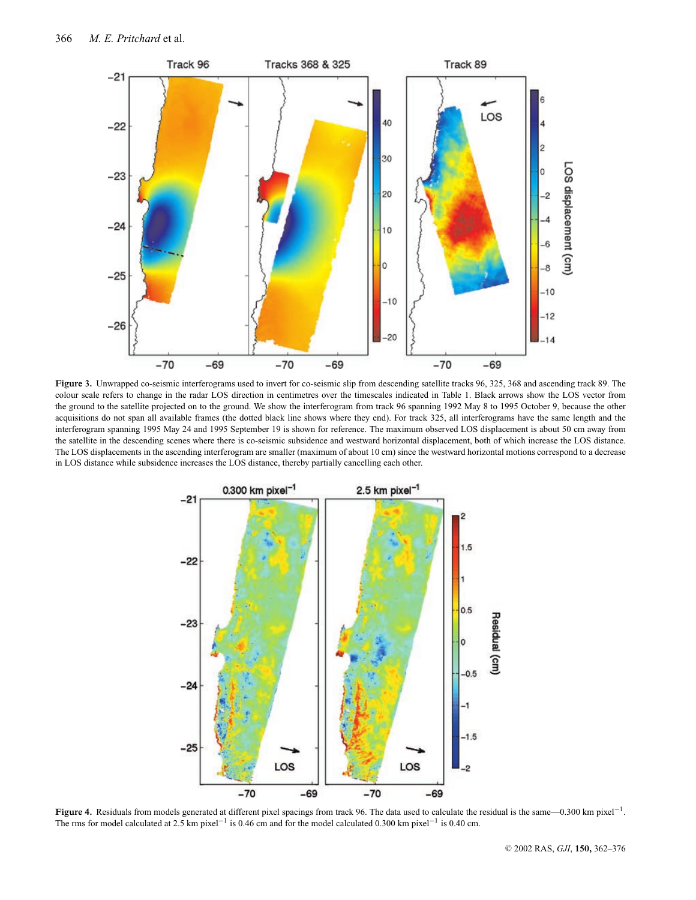**Figure 3.** Unwrapped co-seismic interferograms used to invert for co-seismic slip from descending satellite tracks 96, 325, 368 and ascending track 89. The colour scale refers to change in the radar LOS direction in centimetres over the timescales indicated in Table 1. Black arrows show the LOS vector from the ground to the satellite projected on to the ground. We show the interferogram from track 96 spanning 1992 May 8 to 1995 October 9, because the other acquisitions do not span all available frames (the dotted black line shows where they end). For track 325, all interferograms have the same length and the interferogram spanning 1995 May 24 and 1995 September 19 is shown for reference. The maximum observed LOS displacement is about 50 cm away from the satellite in the descending scenes where there is co-seismic subsidence and westward horizontal displacement, both of which increase the LOS distance. The LOS displacements in the ascending interferogram are smaller (maximum of about 10 cm) since the westward horizontal motions correspond to a decrease in LOS distance while subsidence increases the LOS distance, thereby partially cancelling each other.

**Figure 4.** Residuals from models generated at different pixel spacings from track 96. The data used to calculate the residual is the same—0.300 km pixel$^{-1}$. The rms for model calculated at 2.5 km pixel$^{-1}$ is 0.46 cm and for the model calculated 0.300 km pixel$^{-1}$ is 0.40 cm.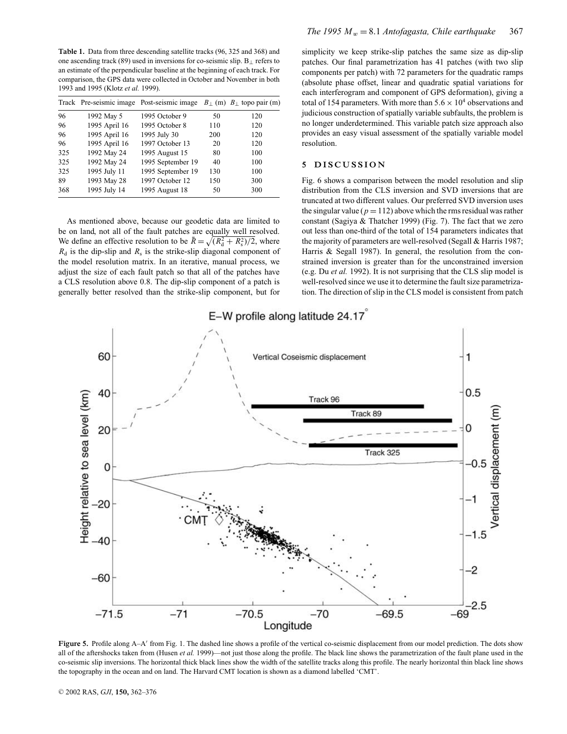**Table 1.** Data from three descending satellite tracks (96, 325 and 368) and one ascending track (89) used in inversions for co-seismic slip. $B_{\perp}$ refers to an estimate of the perpendicular baseline at the beginning of each track. For comparison, the GPS data were collected in October and November in both 1993 and 1995 (Klotz *et al.* 1999).

| Track | Pre-seismic image | Post-seismic image | $B_{\perp}$ (m) | $B_{\perp}$ topo pair (m) |
|---|---|---|---|---|
| 96 | 1992 May 5 | 1995 October 9 | 50 | 120 |
| 96 | 1995 April 16 | 1995 October 8 | 110 | 120 |
| 96 | 1995 April 16 | 1995 July 30 | 200 | 120 |
| 96 | 1995 April 16 | 1997 October 13 | 20 | 120 |
| 325 | 1992 May 24 | 1995 August 15 | 80 | 100 |
| 325 | 1992 May 24 | 1995 September 19 | 40 | 100 |
| 325 | 1995 July 11 | 1995 September 19 | 130 | 100 |
| 89 | 1993 May 28 | 1997 October 12 | 150 | 300 |
| 368 | 1995 July 14 | 1995 August 18 | 50 | 300 |

As mentioned above, because our geodetic data are limited to be on land, not all of the fault patches are equally well resolved. We define an effective resolution to be $\bar{R} = \sqrt{(R_d^2 + R_s^2)/2}$, where $R_d$ is the dip-slip and $R_s$ is the strike-slip diagonal component of the model resolution matrix. In an iterative, manual process, we adjust the size of each fault patch so that all of the patches have a CLS resolution above 0.8. The dip-slip component of a patch is generally better resolved than the strike-slip component, but for simplicity we keep strike-slip patches the same size as dip-slip patches. Our final parametrization has 41 patches (with two slip components per patch) with 72 parameters for the quadratic ramps (absolute phase offset, linear and quadratic spatial variations for each interferogram and component of GPS deformation), giving a total of 154 parameters. With more than $5.6 \times 10^4$ observations and judicious construction of spatially variable subfaults, the problem is no longer underdetermined. This variable patch size approach also provides an easy visual assessment of the spatially variable model resolution.

## 5 DISCUSSION

Fig. 6 shows a comparison between the model resolution and slip distribution from the CLS inversion and SVD inversions that are truncated at two different values. Our preferred SVD inversion uses the singular value ($p = 112$) above which the rms residual was rather constant (Sagiya & Thatcher 1999) (Fig. 7). The fact that we zero out less than one-third of the total of 154 parameters indicates that the majority of parameters are well-resolved (Segall & Harris 1987; Harris & Segall 1987). In general, the resolution from the constrained inversion is greater than for the unconstrained inversion (e.g. Du *et al.* 1992). It is not surprising that the CLS slip model is well-resolved since we use it to determine the fault size parametrization. The direction of slip in the CLS model is consistent from patch

**Figure 5.** Profile along A–A′ from Fig. 1. The dashed line shows a profile of the vertical co-seismic displacement from our model prediction. The dots show all of the aftershocks taken from (Husen *et al.* 1999)—not just those along the profile. The black line shows the parametrization of the fault plane used in the co-seismic slip inversions. The horizontal thick black lines show the width of the satellite tracks along this profile. The nearly horizontal thin black line shows the topography in the ocean and on land. The Harvard CMT location is shown as a diamond labelled 'CMT'.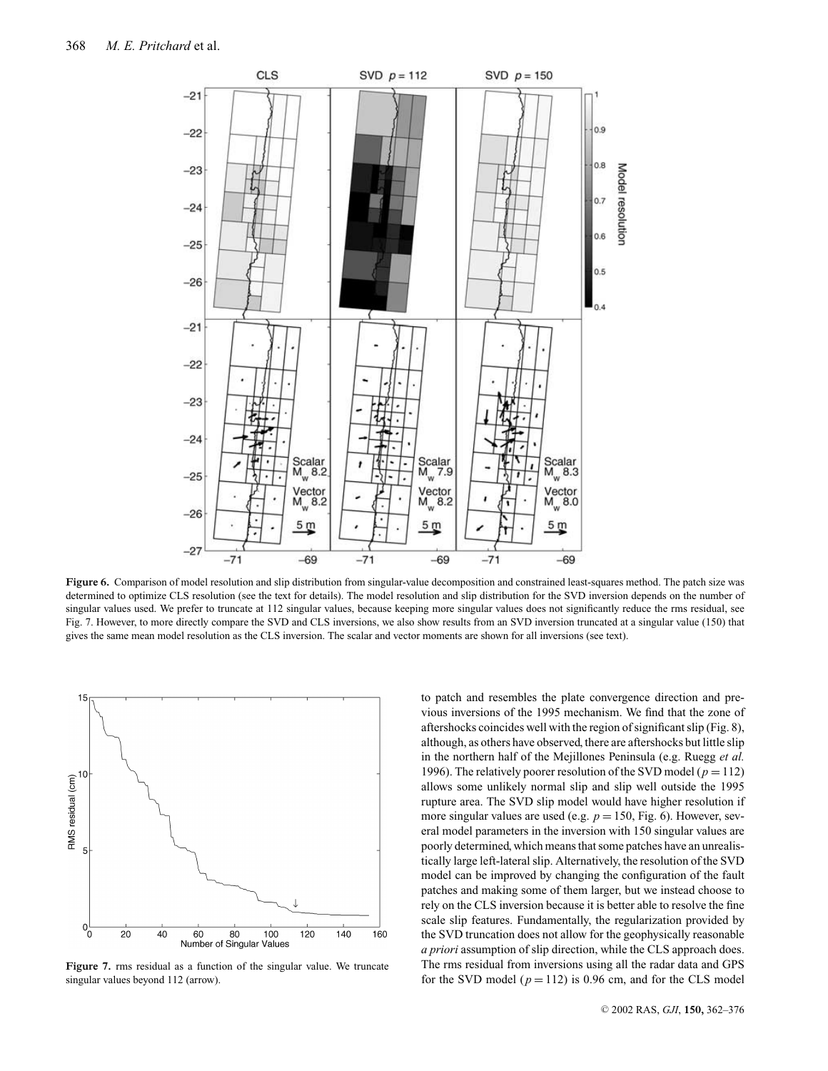**Figure 6.** Comparison of model resolution and slip distribution from singular-value decomposition and constrained least-squares method. The patch size was determined to optimize CLS resolution (see the text for details). The model resolution and slip distribution for the SVD inversion depends on the number of singular values used. We prefer to truncate at 112 singular values, because keeping more singular values does not significantly reduce the rms residual, see Fig. 7. However, to more directly compare the SVD and CLS inversions, we also show results from an SVD inversion truncated at a singular value (150) that gives the same mean model resolution as the CLS inversion. The scalar and vector moments are shown for all inversions (see text).

**Figure 7.** rms residual as a function of the singular value. We truncate singular values beyond 112 (arrow).

to patch and resembles the plate convergence direction and previous inversions of the 1995 mechanism. We find that the zone of aftershocks coincides well with the region of significant slip (Fig. 8), although, as others have observed, there are aftershocks but little slip in the northern half of the Mejillones Peninsula (e.g. Ruegg *et al.* 1996). The relatively poorer resolution of the SVD model ($p = 112$) allows some unlikely normal slip and slip well outside the 1995 rupture area. The SVD slip model would have higher resolution if more singular values are used (e.g. $p = 150$, Fig. 6). However, several model parameters in the inversion with 150 singular values are poorly determined, which means that some patches have an unrealistically large left-lateral slip. Alternatively, the resolution of the SVD model can be improved by changing the configuration of the fault patches and making some of them larger, but we instead choose to rely on the CLS inversion because it is better able to resolve the fine scale slip features. Fundamentally, the regularization provided by the SVD truncation does not allow for the geophysically reasonable *a priori* assumption of slip direction, while the CLS approach does. The rms residual from inversions using all the radar data and GPS for the SVD model ($p = 112$) is 0.96 cm, and for the CLS model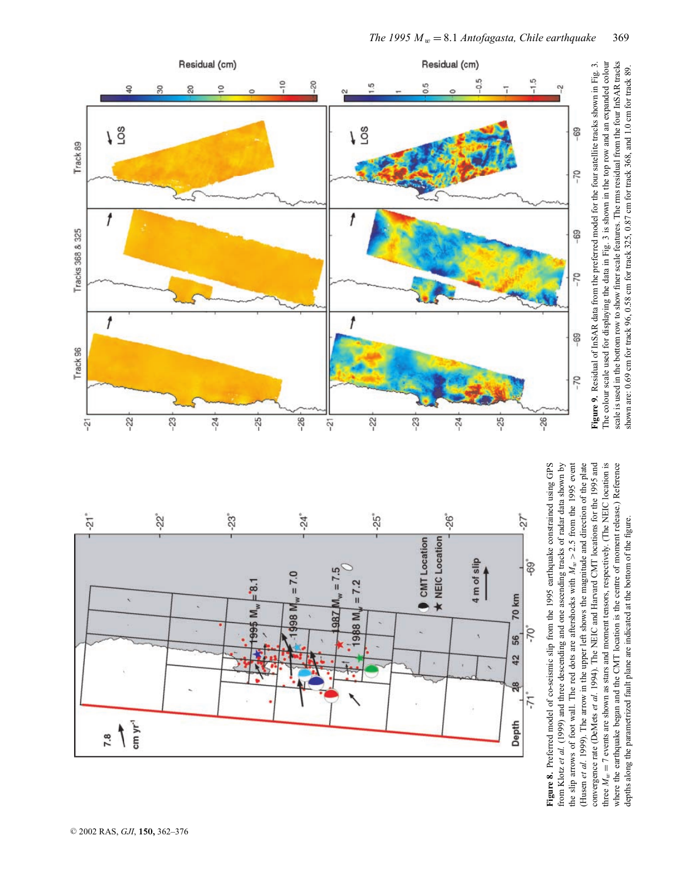**Figure 8.** Preferred model of co-seismic slip from the 1995 earthquake constrained using GPS from Klotz *et al.* (1999) and three descending and one ascending tracks of radar data shown by the slip arrows of foot wall. The red dots are aftershocks with $M_w > 2.5$ from the 1995 event (Husen *et al.* 1999). The arrow in the upper left shows the magnitude and direction of the plate convergence rate (DeMets *et al.* 1994). The NEIC and Harvard CMT locations for the 1995 and three $M_w = 7$ events are shown as stars and moment tensors, respectively. (The NEIC location is where the earthquake began and the CMT location is the centre of moment release.) Reference depths along the parametrized fault plane are indicated at the bottom of the figure.

**Figure 9.** Residual of InSAR data from the preferred model for the four satellite tracks shown in Fig. 3. The colour scale used for displaying the data in Fig. 3 is shown in the top row and an expanded colour scale is used in the bottom row to show finer scale features. The rms residual from the four InSAR tracks shown are: 0.69 cm for track 96, 0.58 cm for track 325, 0.87 cm for track 368, and 1.0 cm for track 89.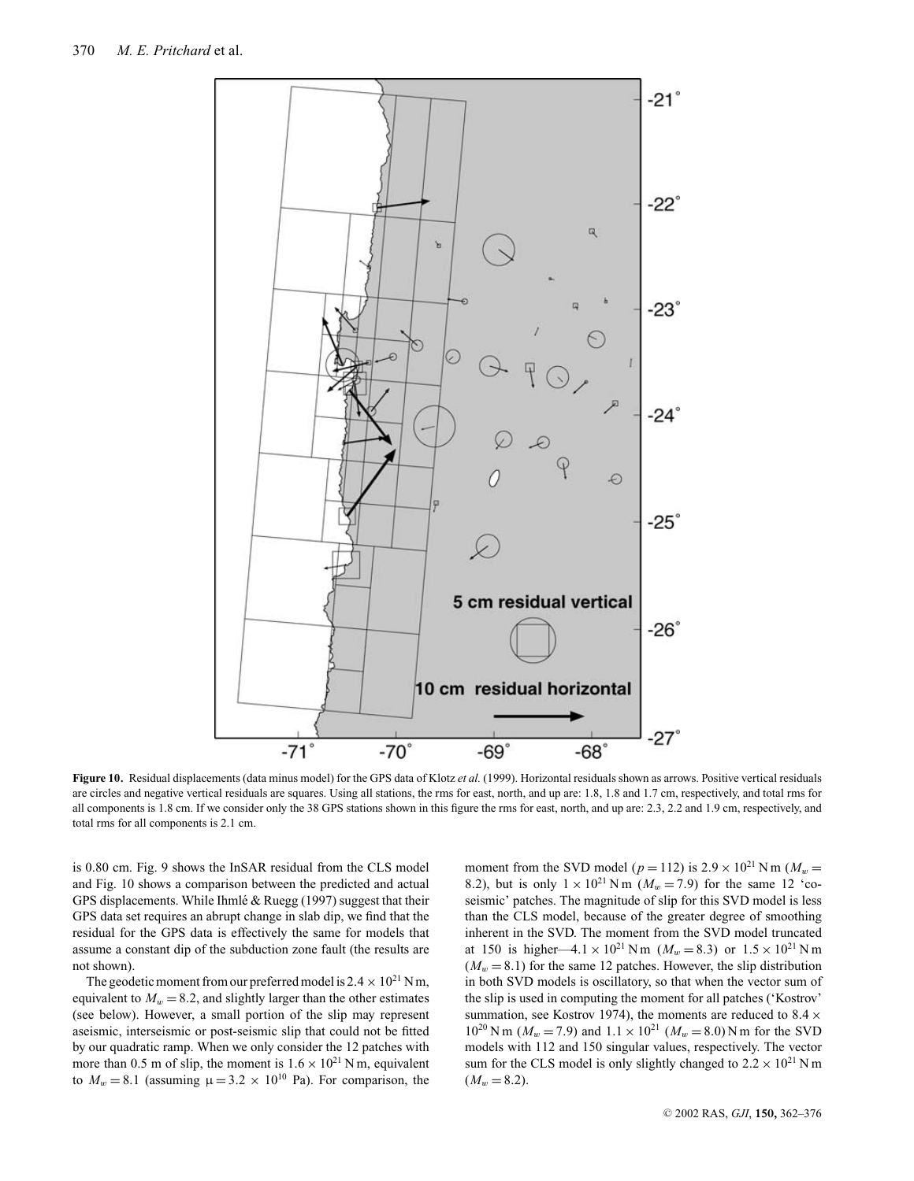**Figure 10.** Residual displacements (data minus model) for the GPS data of Klotz *et al.* (1999). Horizontal residuals shown as arrows. Positive vertical residuals are circles and negative vertical residuals are squares. Using all stations, the rms for east, north, and up are: 1.8, 1.8 and 1.7 cm, respectively, and total rms for all components is 1.8 cm. If we consider only the 38 GPS stations shown in this figure the rms for east, north, and up are: 2.3, 2.2 and 1.9 cm, respectively, and total rms for all components is 2.1 cm.

is 0.80 cm. Fig. 9 shows the InSAR residual from the CLS model and Fig. 10 shows a comparison between the predicted and actual GPS displacements. While Ihmlé & Ruegg (1997) suggest that their GPS data set requires an abrupt change in slab dip, we find that the residual for the GPS data is effectively the same for models that assume a constant dip of the subduction zone fault (the results are not shown).

The geodetic moment from our preferred model is $2.4 \times 10^{21}$ N m, equivalent to $M_w = 8.2$, and slightly larger than the other estimates (see below). However, a small portion of the slip may represent aseismic, interseismic or post-seismic slip that could not be fitted by our quadratic ramp. When we only consider the 12 patches with more than 0.5 m of slip, the moment is $1.6 \times 10^{21}$ N m, equivalent to $M_w = 8.1$ (assuming $\mu = 3.2 \times 10^{10}$ Pa). For comparison, the moment from the SVD model ($p = 112$) is $2.9 \times 10^{21}$ N m ($M_w = 8.2$), but is only $1 \times 10^{21}$ N m ($M_w = 7.9$) for the same 12 'co-seismic' patches. The magnitude of slip for this SVD model is less than the CLS model, because of the greater degree of smoothing inherent in the SVD. The moment from the SVD model truncated at 150 is higher—$4.1 \times 10^{21}$ N m ($M_w = 8.3$) or $1.5 \times 10^{21}$ N m ($M_w = 8.1$) for the same 12 patches. However, the slip distribution in both SVD models is oscillatory, so that when the vector sum of the slip is used in computing the moment for all patches ('Kostrov' summation, see Kostrov 1974), the moments are reduced to $8.4 \times 10^{20}$ N m ($M_w = 7.9$) and $1.1 \times 10^{21}$ ($M_w = 8.0$) N m for the SVD models with 112 and 150 singular values, respectively. The vector sum for the CLS model is only slightly changed to $2.2 \times 10^{21}$ N m ($M_w = 8.2$).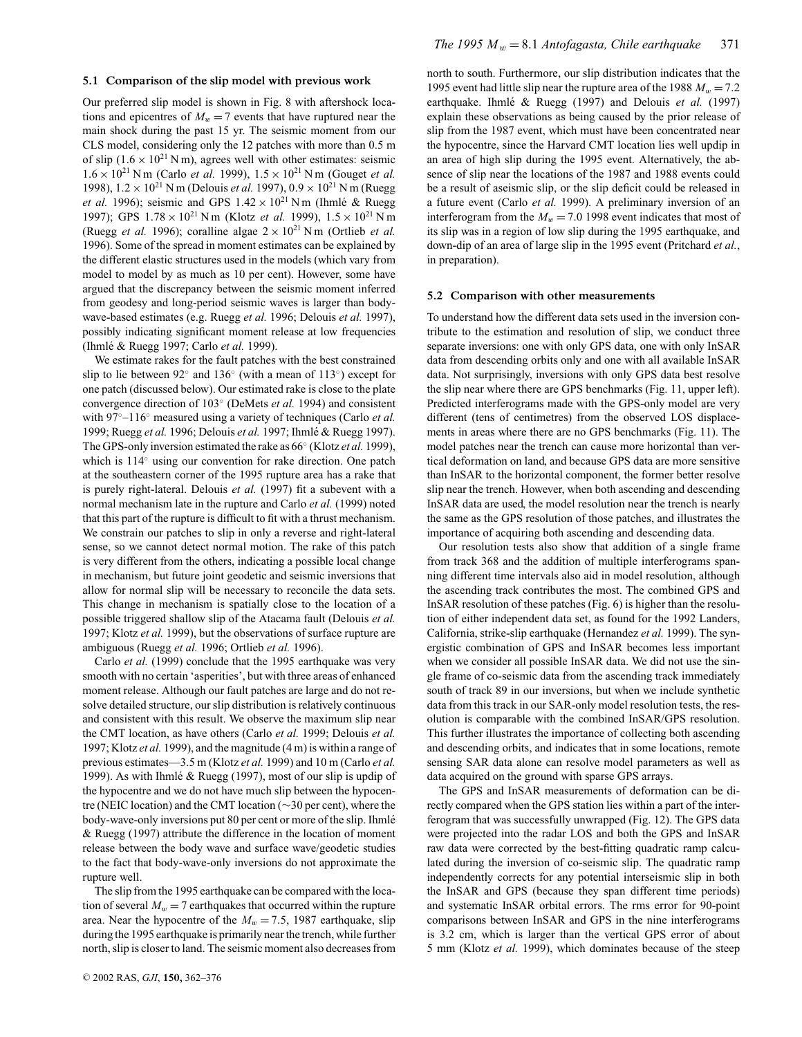### 5.1 Comparison of the slip model with previous work

Our preferred slip model is shown in Fig. 8 with aftershock locations and epicentres of $M_w = 7$ events that have ruptured near the main shock during the past 15 yr. The seismic moment from our CLS model, considering only the 12 patches with more than 0.5 m of slip ($1.6 \times 10^{21}$ N m), agrees well with other estimates: seismic $1.6 \times 10^{21}$ N m (Carlo *et al.* 1999), $1.5 \times 10^{21}$ N m (Gouget *et al.* 1998), $1.2 \times 10^{21}$ N m (Delouis *et al.* 1997), $0.9 \times 10^{21}$ N m (Ruegg *et al.* 1996); seismic and GPS $1.42 \times 10^{21}$ N m (Ihmlé & Ruegg 1997); GPS $1.78 \times 10^{21}$ N m (Klotz *et al.* 1999), $1.5 \times 10^{21}$ N m (Ruegg *et al.* 1996); coralline algae $2 \times 10^{21}$ N m (Ortlieb *et al.* 1996). Some of the spread in moment estimates can be explained by the different elastic structures used in the models (which vary from model to model by as much as 10 per cent). However, some have argued that the discrepancy between the seismic moment inferred from geodesy and long-period seismic waves is larger than body-wave-based estimates (e.g. Ruegg *et al.* 1996; Delouis *et al.* 1997), possibly indicating significant moment release at low frequencies (Ihmlé & Ruegg 1997; Carlo *et al.* 1999).

We estimate rakes for the fault patches with the best constrained slip to lie between 92° and 136° (with a mean of 113°) except for one patch (discussed below). Our estimated rake is close to the plate convergence direction of 103° (DeMets *et al.* 1994) and consistent with 97°–116° measured using a variety of techniques (Carlo *et al.* 1999; Ruegg *et al.* 1996; Delouis *et al.* 1997; Ihmlé & Ruegg 1997). The GPS-only inversion estimated the rake as 66° (Klotz *et al.* 1999), which is 114° using our convention for rake direction. One patch at the southeastern corner of the 1995 rupture area has a rake that is purely right-lateral. Delouis *et al.* (1997) fit a subevent with a normal mechanism late in the rupture and Carlo *et al.* (1999) noted that this part of the rupture is difficult to fit with a thrust mechanism. We constrain our patches to slip in only a reverse and right-lateral sense, so we cannot detect normal motion. The rake of this patch is very different from the others, indicating a possible local change in mechanism, but future joint geodetic and seismic inversions that allow for normal slip will be necessary to reconcile the data sets. This change in mechanism is spatially close to the location of a possible triggered shallow slip of the Atacama fault (Delouis *et al.* 1997; Klotz *et al.* 1999), but the observations of surface rupture are ambiguous (Ruegg *et al.* 1996; Ortlieb *et al.* 1996).

Carlo *et al.* (1999) conclude that the 1995 earthquake was very smooth with no certain 'asperities', but with three areas of enhanced moment release. Although our fault patches are large and do not resolve detailed structure, our slip distribution is relatively continuous and consistent with this result. We observe the maximum slip near the CMT location, as have others (Carlo *et al.* 1999; Delouis *et al.* 1997; Klotz *et al.* 1999), and the magnitude (4 m) is within a range of previous estimates—3.5 m (Klotz *et al.* 1999) and 10 m (Carlo *et al.* 1999). As with Ihmlé & Ruegg (1997), most of our slip is updip of the hypocentre and we do not have much slip between the hypocentre (NEIC location) and the CMT location (~30 per cent), where the body-wave-only inversions put 80 per cent or more of the slip. Ihmlé & Ruegg (1997) attribute the difference in the location of moment release between the body wave and surface wave/geodetic studies to the fact that body-wave-only inversions do not approximate the rupture well.

The slip from the 1995 earthquake can be compared with the location of several $M_w = 7$ earthquakes that occurred within the rupture area. Near the hypocentre of the $M_w = 7.5$, 1987 earthquake, slip during the 1995 earthquake is primarily near the trench, while further north, slip is closer to land. The seismic moment also decreases from north to south. Furthermore, our slip distribution indicates that the 1995 event had little slip near the rupture area of the 1988 $M_w = 7.2$ earthquake. Ihmlé & Ruegg (1997) and Delouis *et al.* (1997) explain these observations as being caused by the prior release of slip from the 1987 event, which must have been concentrated near the hypocentre, since the Harvard CMT location lies well updip in an area of high slip during the 1995 event. Alternatively, the absence of slip near the locations of the 1987 and 1988 events could be a result of aseismic slip, or the slip deficit could be released in a future event (Carlo *et al.* 1999). A preliminary inversion of an interferogram from the $M_w = 7.0$ 1998 event indicates that most of its slip was in a region of low slip during the 1995 earthquake, and down-dip of an area of large slip in the 1995 event (Pritchard *et al.*, in preparation).

### 5.2 Comparison with other measurements

To understand how the different data sets used in the inversion contribute to the estimation and resolution of slip, we conduct three separate inversions: one with only GPS data, one with only InSAR data from descending orbits only and one with all available InSAR data. Not surprisingly, inversions with only GPS data best resolve the slip near where there are GPS benchmarks (Fig. 11, upper left). Predicted interferograms made with the GPS-only model are very different (tens of centimetres) from the observed LOS displacements in areas where there are no GPS benchmarks (Fig. 11). The model patches near the trench can cause more horizontal than vertical deformation on land, and because GPS data are more sensitive than InSAR to the horizontal component, the former better resolve slip near the trench. However, when both ascending and descending InSAR data are used, the model resolution near the trench is nearly the same as the GPS resolution of those patches, and illustrates the importance of acquiring both ascending and descending data.

Our resolution tests also show that addition of a single frame from track 368 and the addition of multiple interferograms spanning different time intervals also aid in model resolution, although the ascending track contributes the most. The combined GPS and InSAR resolution of these patches (Fig. 6) is higher than the resolution of either independent data set, as found for the 1992 Landers, California, strike-slip earthquake (Hernandez *et al.* 1999). The synergistic combination of GPS and InSAR becomes less important when we consider all possible InSAR data. We did not use the single frame of co-seismic data from the ascending track immediately south of track 89 in our inversions, but when we include synthetic data from this track in our SAR-only model resolution tests, the resolution is comparable with the combined InSAR/GPS resolution. This further illustrates the importance of collecting both ascending and descending orbits, and indicates that in some locations, remote sensing SAR data alone can resolve model parameters as well as data acquired on the ground with sparse GPS arrays.

The GPS and InSAR measurements of deformation can be directly compared when the GPS station lies within a part of the interferogram that was successfully unwrapped (Fig. 12). The GPS data were projected into the radar LOS and both the GPS and InSAR raw data were corrected by the best-fitting quadratic ramp calculated during the inversion of co-seismic slip. The quadratic ramp independently corrects for any potential interseismic slip in both the InSAR and GPS (because they span different time periods) and systematic InSAR orbital errors. The rms error for 90-point comparisons between InSAR and GPS in the nine interferograms is 3.2 cm, which is larger than the vertical GPS error of about 5 mm (Klotz *et al.* 1999), which dominates because of the steep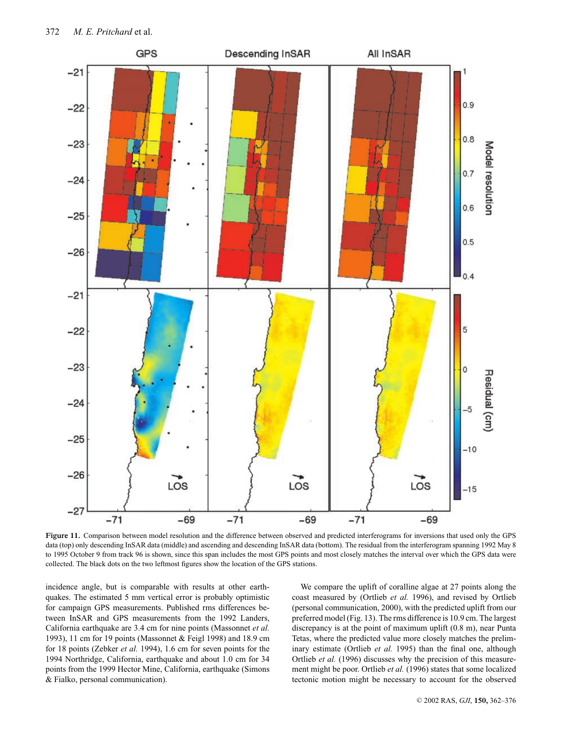**Figure 11.** Comparison between model resolution and the difference between observed and predicted interferograms for inversions that used only the GPS data (top) only descending InSAR data (middle) and ascending and descending InSAR data (bottom). The residual from the interferogram spanning 1992 May 8 to 1995 October 9 from track 96 is shown, since this span includes the most GPS points and most closely matches the interval over which the GPS data were collected. The black dots on the two leftmost figures show the location of the GPS stations.

incidence angle, but is comparable with results at other earthquakes. The estimated 5 mm vertical error is probably optimistic for campaign GPS measurements. Published rms differences between InSAR and GPS measurements from the 1992 Landers, California earthquake are 3.4 cm for nine points (Massonnet *et al.* 1993), 11 cm for 19 points (Massonnet & Feigl 1998) and 18.9 cm for 18 points (Zebker *et al.* 1994), 1.6 cm for seven points for the 1994 Northridge, California, earthquake and about 1.0 cm for 34 points from the 1999 Hector Mine, California, earthquake (Simons & Fialko, personal communication).

We compare the uplift of coralline algae at 27 points along the coast measured by (Ortlieb *et al.* 1996), and revised by Ortlieb (personal communication, 2000), with the predicted uplift from our preferred model (Fig. 13). The rms difference is 10.9 cm. The largest discrepancy is at the point of maximum uplift (0.8 m), near Punta Tetas, where the predicted value more closely matches the preliminary estimate (Ortlieb *et al.* 1995) than the final one, although Ortlieb *et al.* (1996) discusses why the precision of this measurement might be poor. Ortlieb *et al.* (1996) states that some localized tectonic motion might be necessary to account for the observed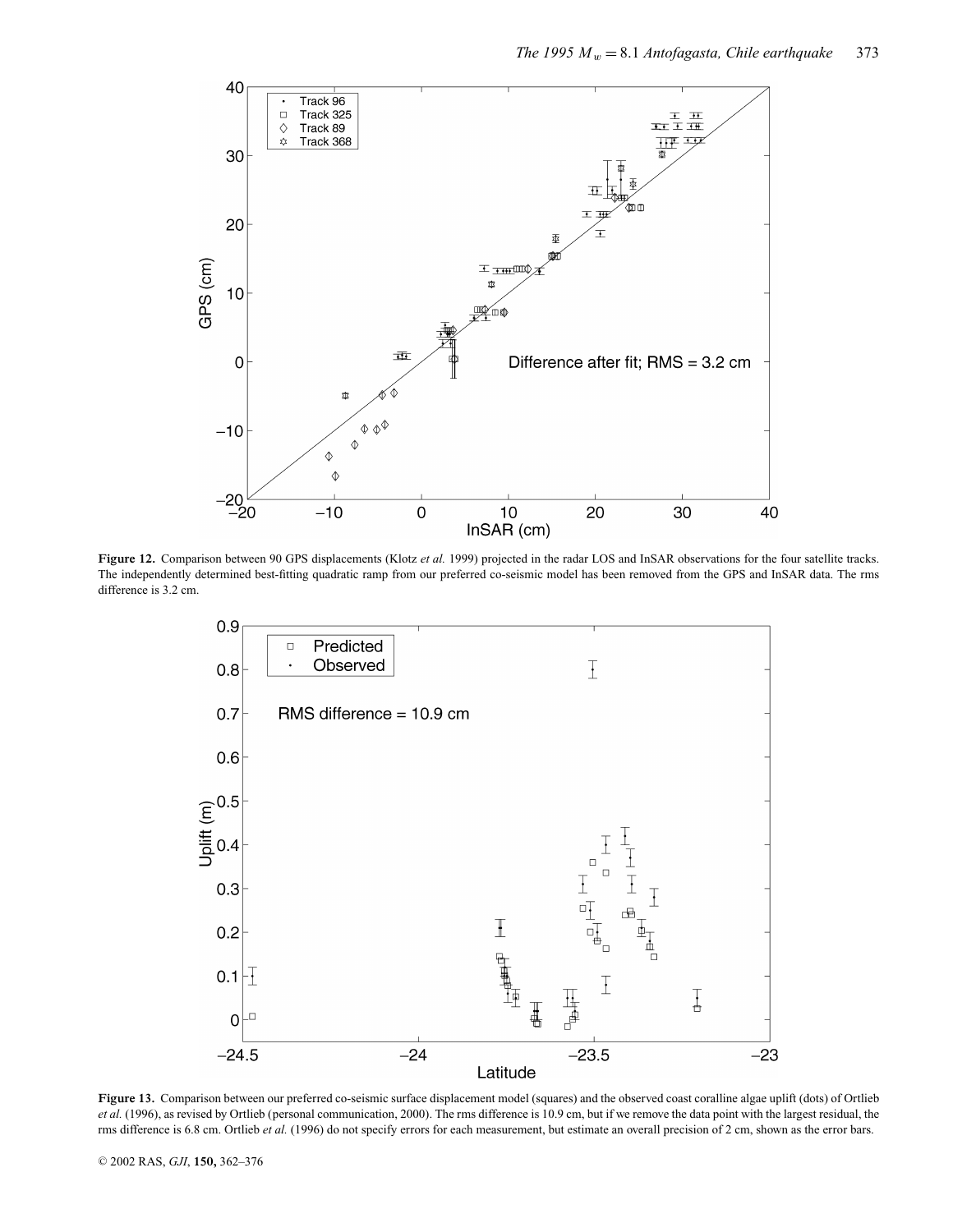**Figure 12.** Comparison between 90 GPS displacements (Klotz *et al.* 1999) projected in the radar LOS and InSAR observations for the four satellite tracks. The independently determined best-fitting quadratic ramp from our preferred co-seismic model has been removed from the GPS and InSAR data. The rms difference is 3.2 cm.

**Figure 13.** Comparison between our preferred co-seismic surface displacement model (squares) and the observed coast coralline algae uplift (dots) of Ortlieb *et al.* (1996), as revised by Ortlieb (personal communication, 2000). The rms difference is 10.9 cm, but if we remove the data point with the largest residual, the rms difference is 6.8 cm. Ortlieb *et al.* (1996) do not specify errors for each measurement, but estimate an overall precision of 2 cm, shown as the error bars.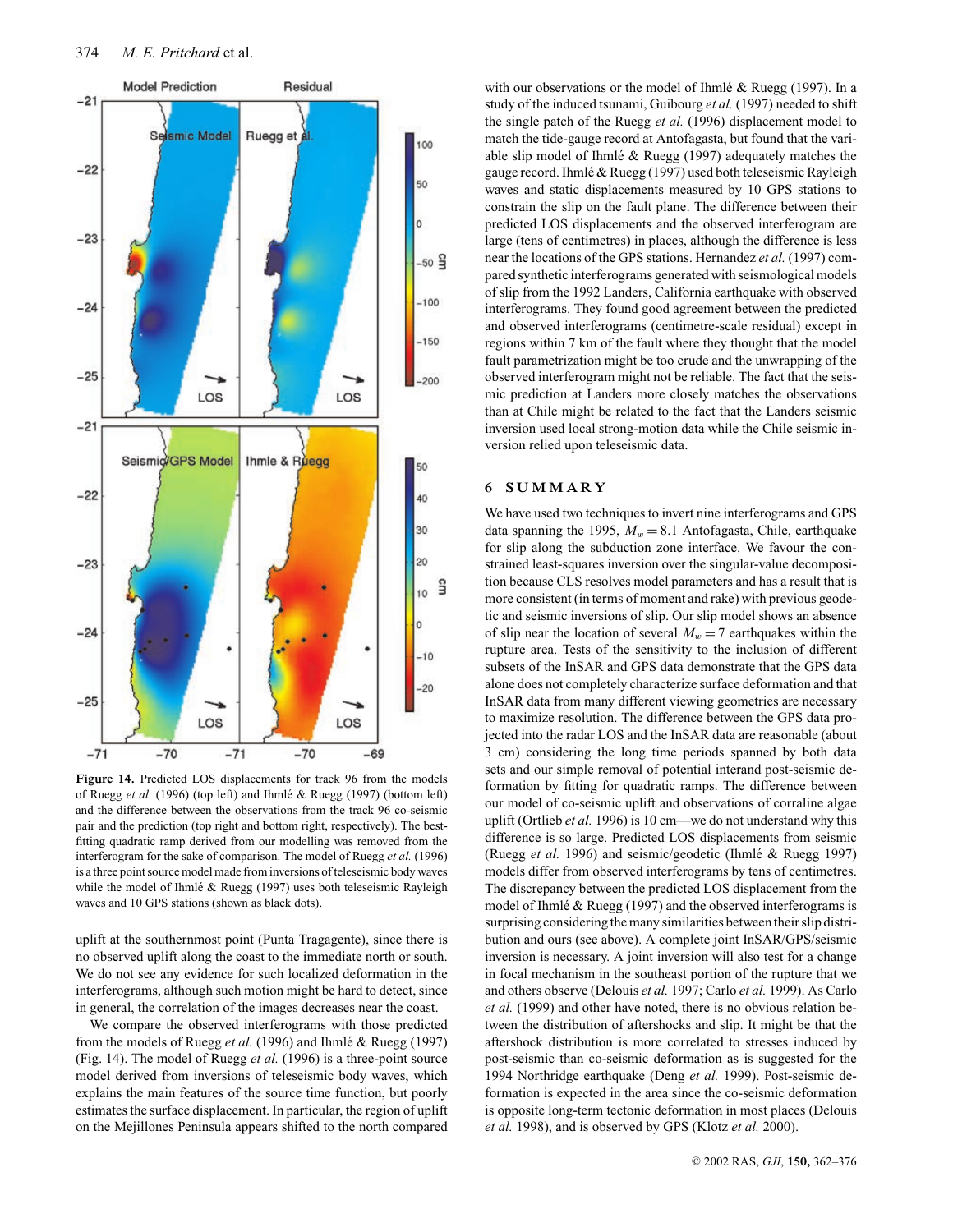**Figure 14.** Predicted LOS displacements for track 96 from the models of Ruegg *et al.* (1996) (top left) and Ihmlé & Ruegg (1997) (bottom left) and the difference between the observations from the track 96 co-seismic pair and the prediction (top right and bottom right, respectively). The best-fitting quadratic ramp derived from our modelling was removed from the interferogram for the sake of comparison. The model of Ruegg *et al.* (1996) is a three point source model made from inversions of teleseismic body waves while the model of Ihmlé & Ruegg (1997) uses both teleseismic Rayleigh waves and 10 GPS stations (shown as black dots).

uplift at the southernmost point (Punta Tragagente), since there is no observed uplift along the coast to the immediate north or south. We do not see any evidence for such localized deformation in the interferograms, although such motion might be hard to detect, since in general, the correlation of the images decreases near the coast.

We compare the observed interferograms with those predicted from the models of Ruegg *et al.* (1996) and Ihmlé & Ruegg (1997) (Fig. 14). The model of Ruegg *et al.* (1996) is a three-point source model derived from inversions of teleseismic body waves, which explains the main features of the source time function, but poorly estimates the surface displacement. In particular, the region of uplift on the Mejillones Peninsula appears shifted to the north compared with our observations or the model of Ihmlé & Ruegg (1997). In a study of the induced tsunami, Guibourg *et al.* (1997) needed to shift the single patch of the Ruegg *et al.* (1996) displacement model to match the tide-gauge record at Antofagasta, but found that the variable slip model of Ihmlé & Ruegg (1997) adequately matches the gauge record. Ihmlé & Ruegg (1997) used both teleseismic Rayleigh waves and static displacements measured by 10 GPS stations to constrain the slip on the fault plane. The difference between their predicted LOS displacements and the observed interferogram are large (tens of centimetres) in places, although the difference is less near the locations of the GPS stations. Hernandez *et al.* (1997) compared synthetic interferograms generated with seismological models of slip from the 1992 Landers, California earthquake with observed interferograms. They found good agreement between the predicted and observed interferograms (centimetre-scale residual) except in regions within 7 km of the fault where they thought that the model fault parametrization might be too crude and the unwrapping of the observed interferogram might not be reliable. The fact that the seismic prediction at Landers more closely matches the observations than at Chile might be related to the fact that the Landers seismic inversion used local strong-motion data while the Chile seismic inversion relied upon teleseismic data.

## 6 SUMMARY

We have used two techniques to invert nine interferograms and GPS data spanning the 1995, $M_w = 8.1$ Antofagasta, Chile, earthquake for slip along the subduction zone interface. We favour the constrained least-squares inversion over the singular-value decomposition because CLS resolves model parameters and has a result that is more consistent (in terms of moment and rake) with previous geodetic and seismic inversions of slip. Our slip model shows an absence of slip near the location of several $M_w = 7$ earthquakes within the rupture area. Tests of the sensitivity to the inclusion of different subsets of the InSAR and GPS data demonstrate that the GPS data alone does not completely characterize surface deformation and that InSAR data from many different viewing geometries are necessary to maximize resolution. The difference between the GPS data projected into the radar LOS and the InSAR data are reasonable (about 3 cm) considering the long time periods spanned by both data sets and our simple removal of potential interand post-seismic deformation by fitting for quadratic ramps. The difference between our model of co-seismic uplift and observations of corraline algae uplift (Ortlieb *et al.* 1996) is 10 cm—we do not understand why this difference is so large. Predicted LOS displacements from seismic (Ruegg *et al.* 1996) and seismic/geodetic (Ihmlé & Ruegg 1997) models differ from observed interferograms by tens of centimetres. The discrepancy between the predicted LOS displacement from the model of Ihmlé & Ruegg (1997) and the observed interferograms is surprising considering the many similarities between their slip distribution and ours (see above). A complete joint InSAR/GPS/seismic inversion is necessary. A joint inversion will also test for a change in focal mechanism in the southeast portion of the rupture that we and others observe (Delouis *et al.* 1997; Carlo *et al.* 1999). As Carlo *et al.* (1999) and other have noted, there is no obvious relation between the distribution of aftershocks and slip. It might be that the aftershock distribution is more correlated to stresses induced by post-seismic than co-seismic deformation as is suggested for the 1994 Northridge earthquake (Deng *et al.* 1999). Post-seismic deformation is expected in the area since the co-seismic deformation is opposite long-term tectonic deformation in most places (Delouis *et al.* 1998), and is observed by GPS (Klotz *et al.* 2000).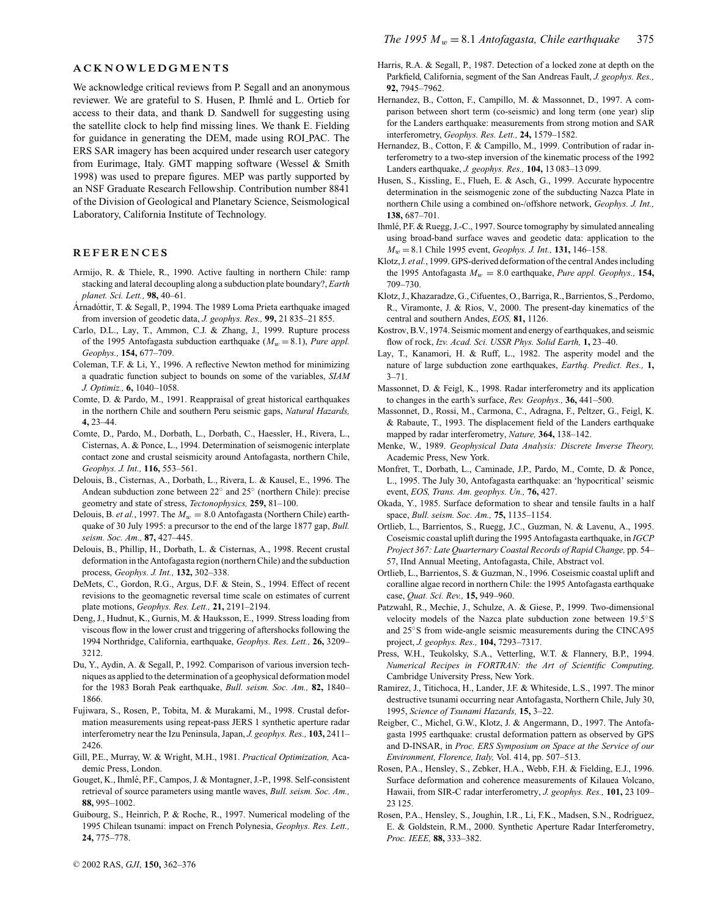## ACKNOWLEDGMENTS

We acknowledge critical reviews from P. Segall and an anonymous reviewer. We are grateful to S. Husen, P. Ihmlé and L. Ortieb for access to their data, and thank D. Sandwell for suggesting using the satellite clock to help find missing lines. We thank E. Fielding for guidance in generating the DEM, made using ROI_PAC. The ERS SAR imagery has been acquired under research user category from Eurimage, Italy. GMT mapping software (Wessel & Smith 1998) was used to prepare figures. MEP was partly supported by an NSF Graduate Research Fellowship. Contribution number 8841 of the Division of Geological and Planetary Science, Seismological Laboratory, California Institute of Technology.

## REFERENCES

Armijo, R. & Thiele, R., 1990. Active faulting in northern Chile: ramp stacking and lateral decoupling along a subduction plate boundary?, *Earth planet. Sci. Lett.,* **98,** 40–61.

Árnadóttir, T. & Segall, P., 1994. The 1989 Loma Prieta earthquake imaged from inversion of geodetic data, *J. geophys. Res.,* **99,** 21 835–21 855.

Carlo, D.L., Lay, T., Ammon, C.J. & Zhang, J., 1999. Rupture process of the 1995 Antofagasta subduction earthquake ($M_w = 8.1$), *Pure appl. Geophys.,* **154,** 677–709.

Coleman, T.F. & Li, Y., 1996. A reflective Newton method for minimizing a quadratic function subject to bounds on some of the variables, *SIAM J. Optimiz.,* **6,** 1040–1058.

Comte, D. & Pardo, M., 1991. Reappraisal of great historical earthquakes in the northern Chile and southern Peru seismic gaps, *Natural Hazards,* **4,** 23–44.

Comte, D., Pardo, M., Dorbath, L., Dorbath, C., Haessler, H., Rivera, L., Cisternas, A. & Ponce, L., 1994. Determination of seismogenic interplate contact zone and crustal seismicity around Antofagasta, northern Chile, *Geophys. J. Int.,* **116,** 553–561.

Delouis, B., Cisternas, A., Dorbath, L., Rivera, L. & Kausel, E., 1996. The Andean subduction zone between 22° and 25° (northern Chile): precise geometry and state of stress, *Tectonophysics,* **259,** 81–100.

Delouis, B. *et al.*, 1997. The $M_w = 8.0$ Antofagasta (Northern Chile) earthquake of 30 July 1995: a precursor to the end of the large 1877 gap, *Bull. seism. Soc. Am.,* **87,** 427–445.

Delouis, B., Phillip, H., Dorbath, L. & Cisternas, A., 1998. Recent crustal deformation in the Antofagasta region (northern Chile) and the subduction process, *Geophys. J. Int.,* **132,** 302–338.

DeMets, C., Gordon, R.G., Argus, D.F. & Stein, S., 1994. Effect of recent revisions to the geomagnetic reversal time scale on estimates of current plate motions, *Geophys. Res. Lett.,* **21,** 2191–2194.

Deng, J., Hudnut, K., Gurnis, M. & Hauksson, E., 1999. Stress loading from viscous flow in the lower crust and triggering of aftershocks following the 1994 Northridge, California, earthquake, *Geophys. Res. Lett.,* **26,** 3209–3212.

Du, Y., Aydin, A. & Segall, P., 1992. Comparison of various inversion techniques as applied to the determination of a geophysical deformation model for the 1983 Borah Peak earthquake, *Bull. seism. Soc. Am.,* **82,** 1840–1866.

Fujiwara, S., Rosen, P., Tobita, M. & Murakami, M., 1998. Crustal deformation measurements using repeat-pass JERS 1 synthetic aperture radar interferometry near the Izu Peninsula, Japan, *J. geophys. Res.,* **103,** 2411–2426.

Gill, P.E., Murray, W. & Wright, M.H., 1981. *Practical Optimization,* Academic Press, London.

Gouget, K., Ihmlé, P.F., Campos, J. & Montagner, J.-P., 1998. Self-consistent retrieval of source parameters using mantle waves, *Bull. seism. Soc. Am.,* **88,** 995–1002.

Guibourg, S., Heinrich, P. & Roche, R., 1997. Numerical modeling of the 1995 Chilean tsunami: impact on French Polynesia, *Geophys. Res. Lett.,* **24,** 775–778.

Harris, R.A. & Segall, P., 1987. Detection of a locked zone at depth on the Parkfield, California, segment of the San Andreas Fault, *J. geophys. Res.,* **92,** 7945–7962.

Hernandez, B., Cotton, F., Campillo, M. & Massonnet, D., 1997. A comparison between short term (co-seismic) and long term (one year) slip for the Landers earthquake: measurements from strong motion and SAR interferometry, *Geophys. Res. Lett.,* **24,** 1579–1582.

Hernandez, B., Cotton, F. & Campillo, M., 1999. Contribution of radar interferometry to a two-step inversion of the kinematic process of the 1992 Landers earthquake, *J. geophys. Res.,* **104,** 13 083–13 099.

Husen, S., Kissling, E., Flueh, E. & Asch, G., 1999. Accurate hypocentre determination in the seismogenic zone of the subducting Nazca Plate in northern Chile using a combined on-/offshore network, *Geophys. J. Int.,* **138,** 687–701.

Ihmlé, P.F. & Ruegg, J.-C., 1997. Source tomography by simulated annealing using broad-band surface waves and geodetic data: application to the $M_w = 8.1$ Chile 1995 event, *Geophys. J. Int.,* **131,** 146–158.

Klotz, J. *et al.*, 1999. GPS-derived deformation of the central Andes including the 1995 Antofagasta $M_w = 8.0$ earthquake, *Pure appl. Geophys.,* **154,** 709–730.

Klotz, J., Khazaradze, G., Cifuentes, O., Barriga, R., Barrientos, S., Perdomo, R., Viramonte, J. & Rios, V., 2000. The present-day kinematics of the central and southern Andes, *EOS,* **81,** 1126.

Kostrov, B.V., 1974. Seismic moment and energy of earthquakes, and seismic flow of rock, *Izv. Acad. Sci. USSR Phys. Solid Earth,* **1,** 23–40.

Lay, T., Kanamori, H. & Ruff, L., 1982. The asperity model and the nature of large subduction zone earthquakes, *Earthq. Predict. Res.,* **1,** 3–71.

Massonnet, D. & Feigl, K., 1998. Radar interferometry and its application to changes in the earth's surface, *Rev. Geophys.,* **36,** 441–500.

Massonnet, D., Rossi, M., Carmona, C., Adragna, F., Peltzer, G., Feigl, K. & Rabaute, T., 1993. The displacement field of the Landers earthquake mapped by radar interferometry, *Nature,* **364,** 138–142.

Menke, W., 1989. *Geophysical Data Analysis: Discrete Inverse Theory,* Academic Press, New York.

Monfret, T., Dorbath, L., Caminade, J.P., Pardo, M., Comte, D. & Ponce, L., 1995. The July 30, Antofagasta earthquake: an 'hypocritical' seismic event, *EOS, Trans. Am. geophys. Un.,* **76,** 427.

Okada, Y., 1985. Surface deformation to shear and tensile faults in a half space, *Bull. seism. Soc. Am.,* **75,** 1135–1154.

Ortlieb, L., Barrientos, S., Ruegg, J.C., Guzman, N. & Lavenu, A., 1995. Coseismic coastal uplift during the 1995 Antofagasta earthquake, in *IGCP Project 367: Late Quarternary Coastal Records of Rapid Change,* pp. 54–57, IInd Annual Meeting, Antofagasta, Chile, Abstract vol.

Ortlieb, L., Barrientos, S. & Guzman, N., 1996. Coseismic coastal uplift and coralline algae record in northern Chile: the 1995 Antofagasta earthquake case, *Quat. Sci. Rev.,* **15,** 949–960.

Patzwahl, R., Mechie, J., Schulze, A. & Giese, P., 1999. Two-dimensional velocity models of the Nazca plate subduction zone between 19.5°S and 25°S from wide-angle seismic measurements during the CINCA95 project, *J. geophys. Res.,* **104,** 7293–7317.

Press, W.H., Teukolsky, S.A., Vetterling, W.T. & Flannery, B.P., 1994. *Numerical Recipes in FORTRAN: the Art of Scientific Computing,* Cambridge University Press, New York.

Ramirez, J., Titichoca, H., Lander, J.F. & Whiteside, L.S., 1997. The minor destructive tsunami occurring near Antofagasta, Northern Chile, July 30, 1995, *Science of Tsunami Hazards,* **15,** 3–22.

Reigber, C., Michel, G.W., Klotz, J. & Angermann, D., 1997. The Antofagasta 1995 earthquake: crustal deformation pattern as observed by GPS and D-INSAR, in *Proc. ERS Symposium on Space at the Service of our Environment, Florence, Italy,* Vol. 414, pp. 507–513.

Rosen, P.A., Hensley, S., Zebker, H.A., Webb, F.H. & Fielding, E.J., 1996. Surface deformation and coherence measurements of Kilauea Volcano, Hawaii, from SIR-C radar interferometry, *J. geophys. Res.,* **101,** 23 109–23 125.

Rosen, P.A., Hensley, S., Joughin, I.R., Li, F.K., Madsen, S.N., Rodríguez, E. & Goldstein, R.M., 2000. Synthetic Aperture Radar Interferometry, *Proc. IEEE,* **88,** 333–382.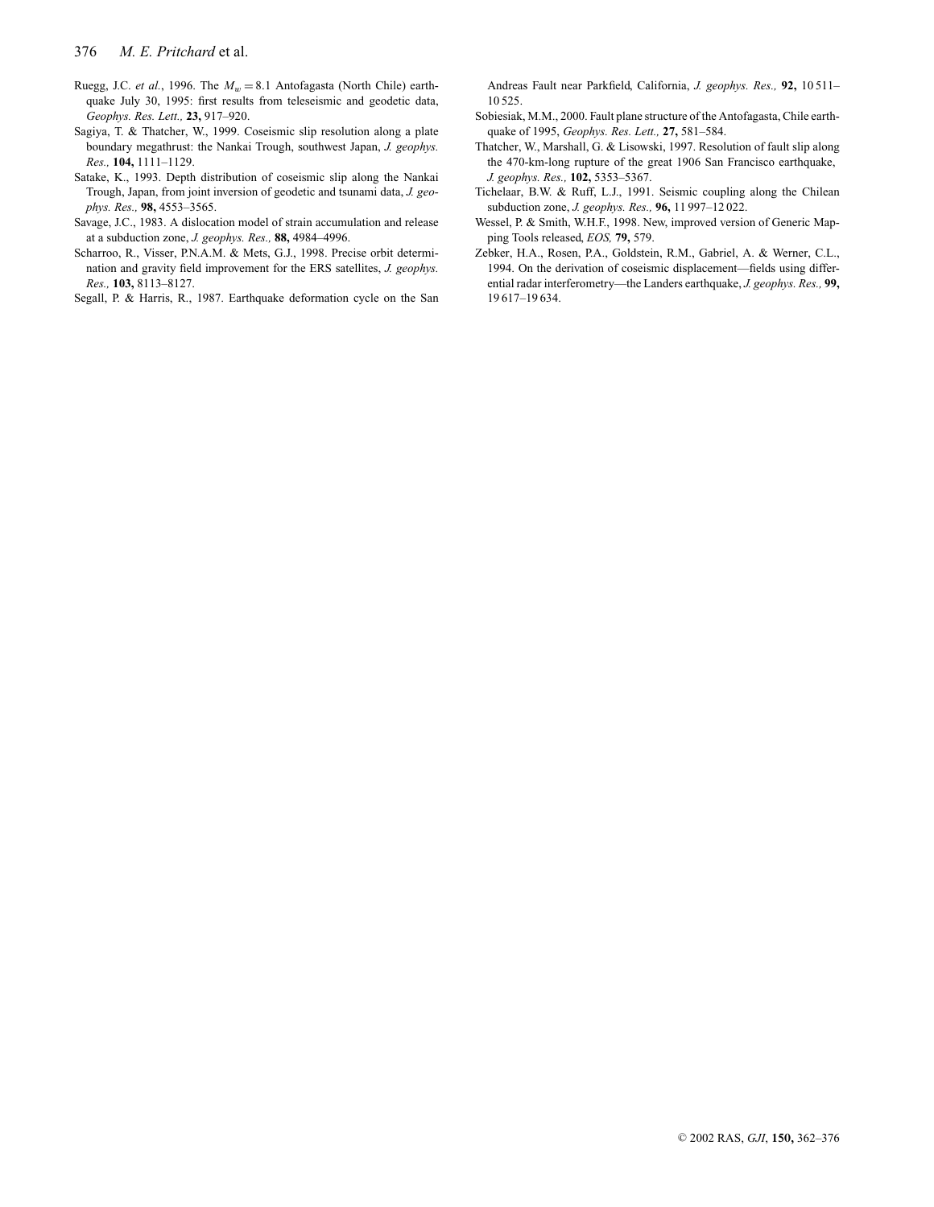Ruegg, J.C. *et al.*, 1996. The $M_w = 8.1$ Antofagasta (North Chile) earthquake July 30, 1995: first results from teleseismic and geodetic data, *Geophys. Res. Lett.,* **23,** 917–920.

Sagiya, T. & Thatcher, W., 1999. Coseismic slip resolution along a plate boundary megathrust: the Nankai Trough, southwest Japan, *J. geophys. Res.,* **104,** 1111–1129.

Satake, K., 1993. Depth distribution of coseismic slip along the Nankai Trough, Japan, from joint inversion of geodetic and tsunami data, *J. geophys. Res.,* **98,** 4553–3565.

Savage, J.C., 1983. A dislocation model of strain accumulation and release at a subduction zone, *J. geophys. Res.,* **88,** 4984–4996.

Scharroo, R., Visser, P.N.A.M. & Mets, G.J., 1998. Precise orbit determination and gravity field improvement for the ERS satellites, *J. geophys. Res.,* **103,** 8113–8127.

Segall, P. & Harris, R., 1987. Earthquake deformation cycle on the San Andreas Fault near Parkfield, California, *J. geophys. Res.,* **92,** 10 511–10 525.

Sobiesiak, M.M., 2000. Fault plane structure of the Antofagasta, Chile earthquake of 1995, *Geophys. Res. Lett.,* **27,** 581–584.

Thatcher, W., Marshall, G. & Lisowski, 1997. Resolution of fault slip along the 470-km-long rupture of the great 1906 San Francisco earthquake, *J. geophys. Res.,* **102,** 5353–5367.

Tichelaar, B.W. & Ruff, L.J., 1991. Seismic coupling along the Chilean subduction zone, *J. geophys. Res.,* **96,** 11 997–12 022.

Wessel, P. & Smith, W.H.F., 1998. New, improved version of Generic Mapping Tools released, *EOS,* **79,** 579.

Zebker, H.A., Rosen, P.A., Goldstein, R.M., Gabriel, A. & Werner, C.L., 1994. On the derivation of coseismic displacement—fields using differential radar interferometry—the Landers earthquake, *J. geophys. Res.,* **99,** 19 617–19 634.